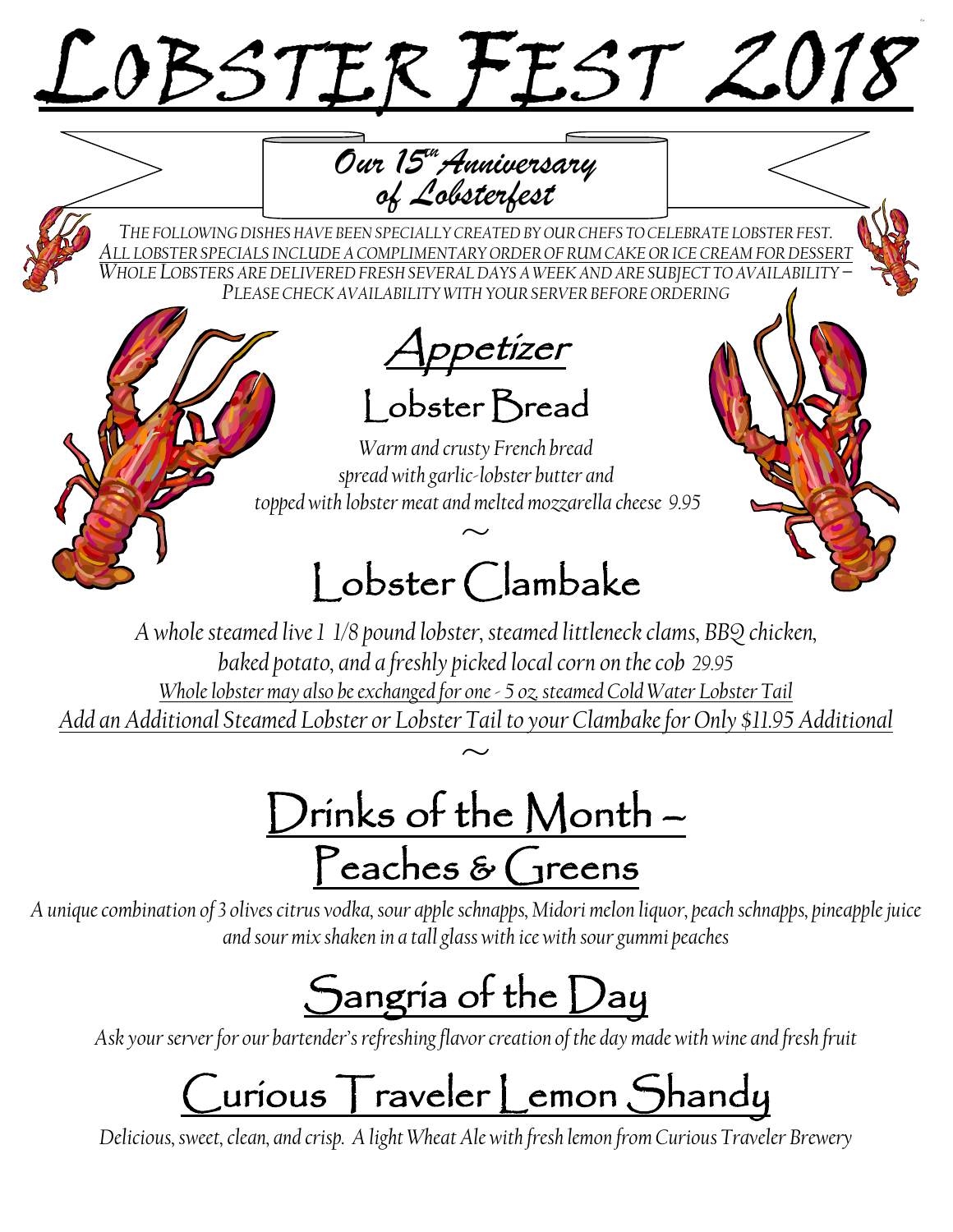# LOBSTER FEST 2018

## Our 15th Anniversary of Lobsterfest

*THE FOLLOWING DISHES HAVE BEEN SPECIALLY CREATED BY OUR CHEFS TO CELEBRATE LOBSTER FEST.*
*ALL LOBSTER SPECIALS INCLUDE A COMPLIMENTARY ORDER OF RUM CAKE OR ICE CREAM FOR DESSERT*
*WHOLE LOBSTERS ARE DELIVERED FRESH SEVERAL DAYS A WEEK AND ARE SUBJECT TO AVAILABILITY – PLEASE CHECK AVAILABILITY WITH YOUR SERVER BEFORE ORDERING*

## Appetizer

### Lobster Bread

*Warm and crusty French bread spread with garlic-lobster butter and topped with lobster meat and melted mozzarella cheese 9.95*

~

### Lobster Clambake

*A whole steamed live 1 1/8 pound lobster, steamed littleneck clams, BBQ chicken, baked potato, and a freshly picked local corn on the cob 29.95*

*Whole lobster may also be exchanged for one - 5 oz. steamed Cold Water Lobster Tail*

*Add an Additional Steamed Lobster or Lobster Tail to your Clambake for Only $11.95 Additional*

~

## Drinks of the Month – Peaches & Greens

*A unique combination of 3 olives citrus vodka, sour apple schnapps, Midori melon liquor, peach schnapps, pineapple juice and sour mix shaken in a tall glass with ice with sour gummi peaches*

## Sangria of the Day

*Ask your server for our bartender's refreshing flavor creation of the day made with wine and fresh fruit*

## Curious Traveler Lemon Shandy

*Delicious, sweet, clean, and crisp. A light Wheat Ale with fresh lemon from Curious Traveler Brewery*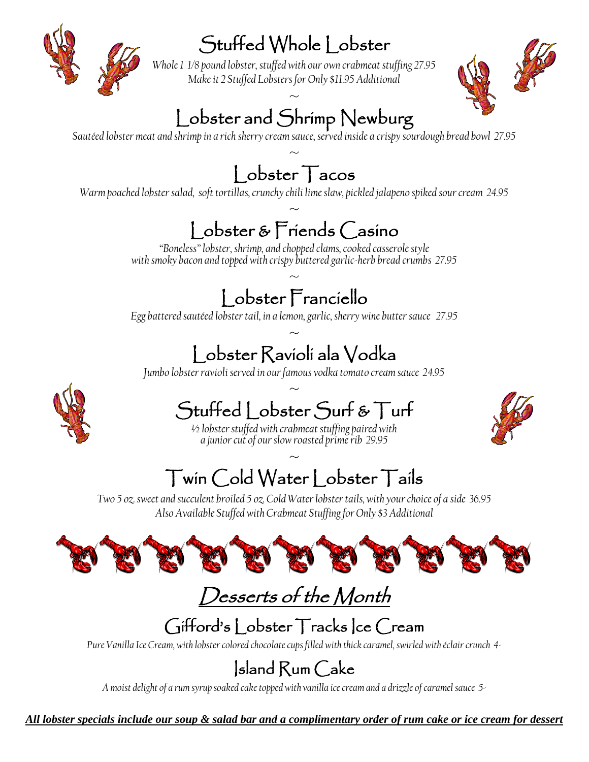## Stuffed Whole Lobster

*Whole 1 1/8 pound lobster, stuffed with our own crabmeat stuffing 27.95*
*Make it 2 Stuffed Lobsters for Only $11.95 Additional*

~

## Lobster and Shrimp Newburg

*Sautéed lobster meat and shrimp in a rich sherry cream sauce, served inside a crispy sourdough bread bowl 27.95*

~

## Lobster Tacos

*Warm poached lobster salad, soft tortillas, crunchy chili lime slaw, pickled jalapeno spiked sour cream 24.95*

~

## Lobster & Friends Casino

*"Boneless" lobster, shrimp, and chopped clams, cooked casserole style*
*with smoky bacon and topped with crispy buttered garlic-herb bread crumbs 27.95*

~

## Lobster Franciello

*Egg battered sautéed lobster tail, in a lemon, garlic, sherry wine butter sauce 27.95*

~

## Lobster Ravioli ala Vodka

*Jumbo lobster ravioli served in our famous vodka tomato cream sauce 24.95*

~

## Stuffed Lobster Surf & Turf

*½ lobster stuffed with crabmeat stuffing paired with*
*a junior cut of our slow roasted prime rib 29.95*

~

## Twin Cold Water Lobster Tails

*Two 5 oz. sweet and succulent broiled 5 oz. Cold Water lobster tails, with your choice of a side 36.95*
*Also Available Stuffed with Crabmeat Stuffing for Only $3 Additional*

# Desserts of the Month

## Gifford's Lobster Tracks Ice Cream

*Pure Vanilla Ice Cream, with lobster colored chocolate cups filled with thick caramel, swirled with éclair crunch 4-*

## Island Rum Cake

*A moist delight of a rum syrup soaked cake topped with vanilla ice cream and a drizzle of caramel sauce 5-*

***All lobster specials include our soup & salad bar and a complimentary order of rum cake or ice cream for dessert***